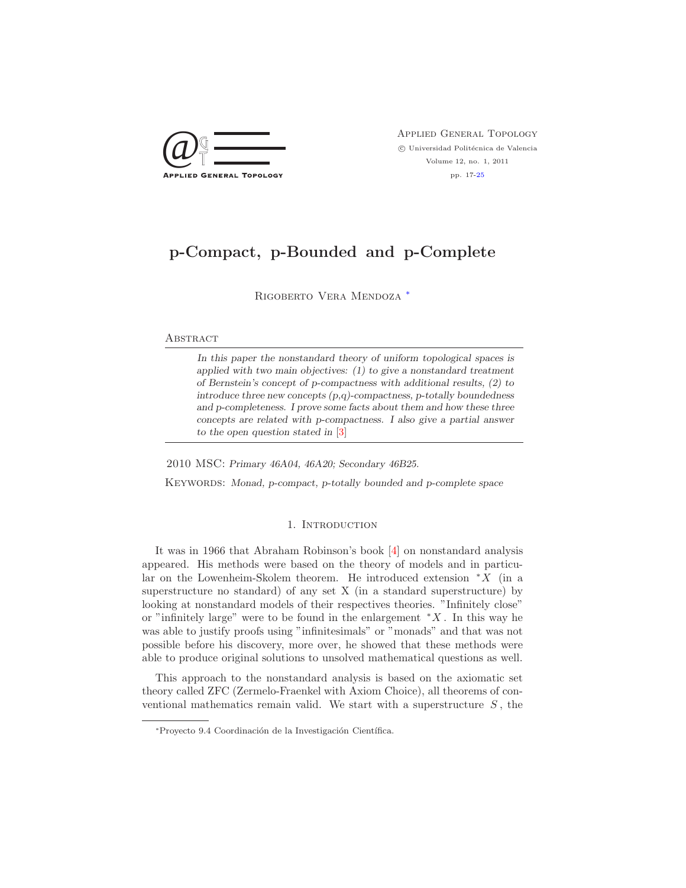# p-Compact, p-Bounded and p-Complete

Rigoberto Vera Mendoza [*]

## Abstract

*In this paper the nonstandard theory of uniform topological spaces is applied with two main objectives: (1) to give a nonstandard treatment of Bernstein's concept of p-compactness with additional results, (2) to introduce three new concepts (p,q)-compactness, p-totally boundedness and p-completeness. I prove some facts about them and how these three concepts are related with p-compactness. I also give a partial answer to the open question stated in [3]*

2010 MSC: *Primary 46A04, 46A20; Secondary 46B25.*

Keywords: *Monad, p-compact, p-totally bounded and p-complete space*

## 1. Introduction

It was in 1966 that Abraham Robinson's book [4] on nonstandard analysis appeared. His methods were based on the theory of models and in particular on the Lowenheim-Skolem theorem. He introduced extension $^*X$ (in a superstructure no standard) of any set X (in a standard superstructure) by looking at nonstandard models of their respectives theories. "Infinitely close" or "infinitely large" were to be found in the enlargement $^*X$. In this way he was able to justify proofs using "infinitesimals" or "monads" and that was not possible before his discovery, more over, he showed that these methods were able to produce original solutions to unsolved mathematical questions as well.

This approach to the nonstandard analysis is based on the axiomatic set theory called ZFC (Zermelo-Fraenkel with Axiom Choice), all theorems of conventional mathematics remain valid. We start with a superstructure $S$, the

[*] Proyecto 9.4 Coordinación de la Investigación Científica.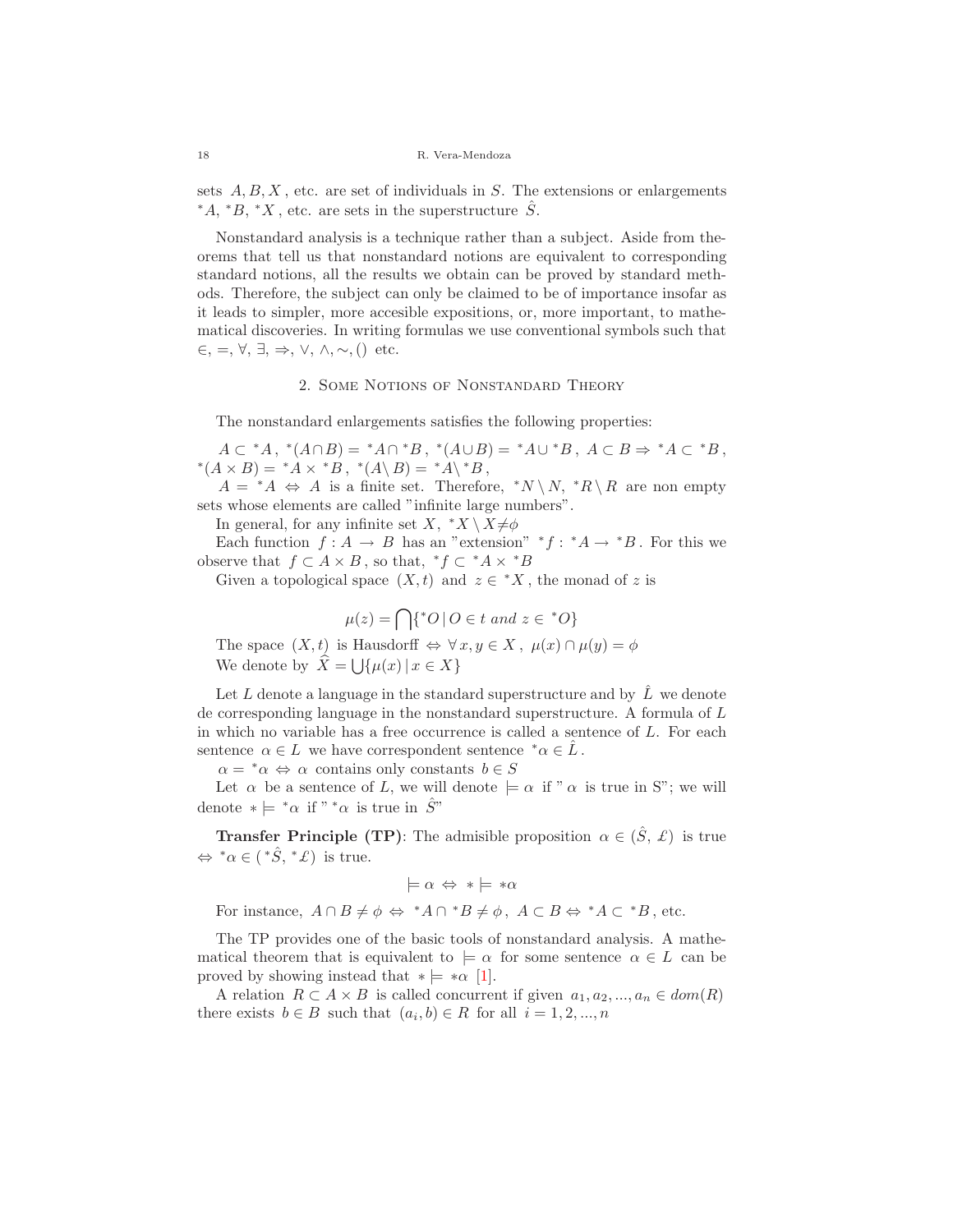sets $A, B, X$, etc. are set of individuals in $S$. The extensions or enlargements ${}^*A$, ${}^*B$, ${}^*X$, etc. are sets in the superstructure $\hat{S}$.

Nonstandard analysis is a technique rather than a subject. Aside from theorems that tell us that nonstandard notions are equivalent to corresponding standard notions, all the results we obtain can be proved by standard methods. Therefore, the subject can only be claimed to be of importance insofar as it leads to simpler, more accesible expositions, or, more important, to mathematical discoveries. In writing formulas we use conventional symbols such that $\in, =, \forall, \exists, \Rightarrow, \vee, \wedge, \sim, ()$ etc.

## 2. Some Notions of Nonstandard Theory

The nonstandard enlargements satisfies the following properties:

$A \subset {}^*A$, ${}^*(A \cap B) = {}^*A \cap {}^*B$, ${}^*(A \cup B) = {}^*A \cup {}^*B$, $A \subset B \Rightarrow {}^*A \subset {}^*B$, ${}^*(A \times B) = {}^*A \times {}^*B$, ${}^*(A \setminus B) = {}^*A \setminus {}^*B$,

$A = {}^*A \Leftrightarrow A$ is a finite set. Therefore, ${}^*N \setminus N$, ${}^*R \setminus R$ are non empty sets whose elements are called "infinite large numbers".

In general, for any infinite set $X$, ${}^*X \setminus X \neq \phi$

Each function $f : A \to B$ has an "extension" ${}^*f : {}^*A \to {}^*B$. For this we observe that $f \subset A \times B$, so that, ${}^*f \subset {}^*A \times {}^*B$

Given a topological space $(X, t)$ and $z \in {}^*X$, the monad of $z$ is

$$\mu(z) = \bigcap \{ {}^*O \,|\, O \in t \text{ and } z \in {}^*O \}$$

The space $(X, t)$ is Hausdorff $\Leftrightarrow \forall\, x, y \in X$, $\mu(x) \cap \mu(y) = \phi$

We denote by $\widehat{X} = \bigcup \{ \mu(x) \,|\, x \in X \}$

Let $L$ denote a language in the standard superstructure and by $\hat{L}$ we denote de corresponding language in the nonstandard superstructure. A formula of $L$ in which no variable has a free occurrence is called a sentence of $L$. For each sentence $\alpha \in L$ we have correspondent sentence ${}^*\alpha \in \hat{L}$.

$\alpha = {}^*\alpha \Leftrightarrow \alpha$ contains only constants $b \in S$

Let $\alpha$ be a sentence of $L$, we will denote $\models \alpha$ if " $\alpha$ is true in S"; we will denote $* \models {}^*\alpha$ if " ${}^*\alpha$ is true in $\hat{S}$"

**Transfer Principle (TP)**: The admisible proposition $\alpha \in (\hat{S}, \pounds)$ is true $\Leftrightarrow {}^*\alpha \in ({}^*\hat{S}, {}^*\pounds)$ is true.

$$\models \alpha \Leftrightarrow * \models * \alpha$$

For instance, $A \cap B \neq \phi \Leftrightarrow {}^*A \cap {}^*B \neq \phi$, $A \subset B \Leftrightarrow {}^*A \subset {}^*B$, etc.

The TP provides one of the basic tools of nonstandard analysis. A mathematical theorem that is equivalent to $\models \alpha$ for some sentence $\alpha \in L$ can be proved by showing instead that $* \models * \alpha$ [1].

A relation $R \subset A \times B$ is called concurrent if given $a_1, a_2, ..., a_n \in dom(R)$ there exists $b \in B$ such that $(a_i, b) \in R$ for all $i = 1, 2, ..., n$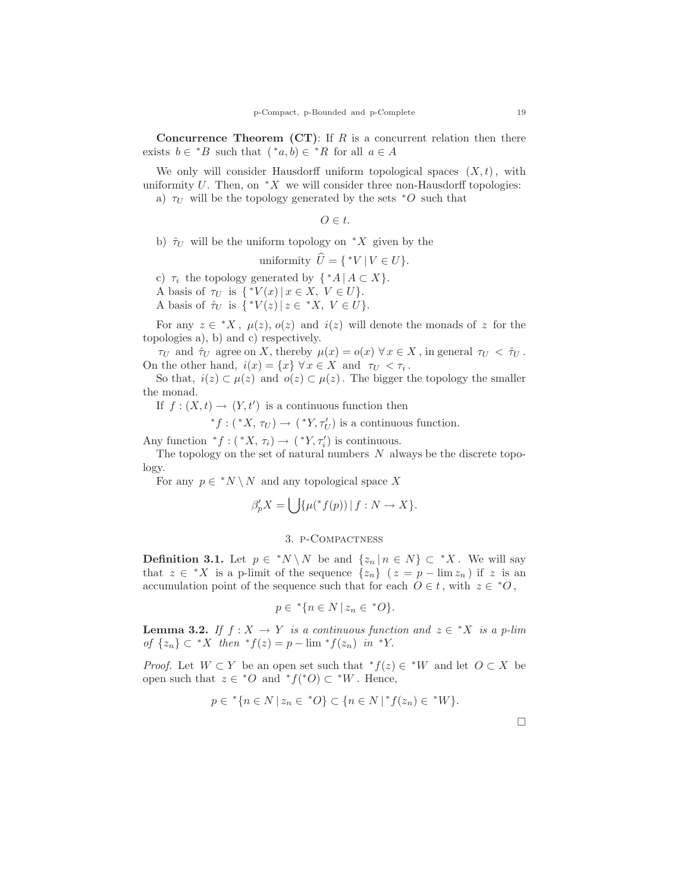**Concurrence Theorem (CT)**: If $R$ is a concurrent relation then there exists $b \in {}^*B$ such that $({}^*a, b) \in {}^*R$ for all $a \in A$

We only will consider Hausdorff uniform topological spaces $(X, t)$, with uniformity $U$. Then, on ${}^*X$ we will consider three non-Hausdorff topologies:

a) $\tau_U$ will be the topology generated by the sets ${}^*O$ such that

$$O \in t.$$

b) $\hat{\tau}_U$ will be the uniform topology on ${}^*X$ given by the

$$\text{uniformity } \widehat{U} = \{ {}^*V \,|\, V \in U\}.$$

c) $\tau_i$ the topology generated by $\{ {}^*A \,|\, A \subset X\}$.

A basis of $\tau_U$ is $\{ {}^*V(x) \,|\, x \in X,\ V \in U\}$.

A basis of $\hat{\tau}_U$ is $\{ {}^*V(z) \,|\, z \in {}^*X,\ V \in U\}$.

For any $z \in {}^*X$, $\mu(z)$, $o(z)$ and $i(z)$ will denote the monads of $z$ for the topologies a), b) and c) respectively.

$\tau_U$ and $\hat{\tau}_U$ agree on $X$, thereby $\mu(x) = o(x)\ \forall x \in X$, in general $\tau_U < \hat{\tau}_U$. On the other hand, $i(x) = \{x\}\ \forall x \in X$ and $\tau_U < \tau_i$.

So that, $i(z) \subset \mu(z)$ and $o(z) \subset \mu(z)$. The bigger the topology the smaller the monad.

If $f : (X, t) \to (Y, t')$ is a continuous function then

$${}^*f : ({}^*X, \tau_U) \to ({}^*Y, \tau'_U) \text{ is a continuous function.}$$

Any function ${}^*f : ({}^*X, \tau_i) \to ({}^*Y, \tau'_i)$ is continuous.

The topology on the set of natural numbers $N$ always be the discrete topology.

For any $p \in {}^*N \setminus N$ and any topological space $X$

$$\beta'_p X = \bigcup \{\mu({}^*f(p)) \,|\, f : N \to X\}.$$

## 3. p-Compactness

**Definition 3.1.** Let $p \in {}^*N \setminus N$ be and $\{z_n \,|\, n \in N\} \subset {}^*X$. We will say that $z \in {}^*X$ is a p-limit of the sequence $\{z_n\}$ $(z = p - \lim z_n)$ if $z$ is an accumulation point of the sequence such that for each $O \in t$, with $z \in {}^*O$,

$$p \in {}^*\{n \in N \,|\, z_n \in {}^*O\}.$$

**Lemma 3.2.** *If $f : X \to Y$ is a continuous function and $z \in {}^*X$ is a p-lim of $\{z_n\} \subset {}^*X$ then ${}^*f(z) = p - \lim {}^*f(z_n)$ in ${}^*Y$.*

*Proof.* Let $W \subset Y$ be an open set such that ${}^*f(z) \in {}^*W$ and let $O \subset X$ be open such that $z \in {}^*O$ and ${}^*f({}^*O) \subset {}^*W$. Hence,

$$p \in {}^*\{n \in N \,|\, z_n \in {}^*O\} \subset \{n \in N \,|\, {}^*f(z_n) \in {}^*W\}.$$

□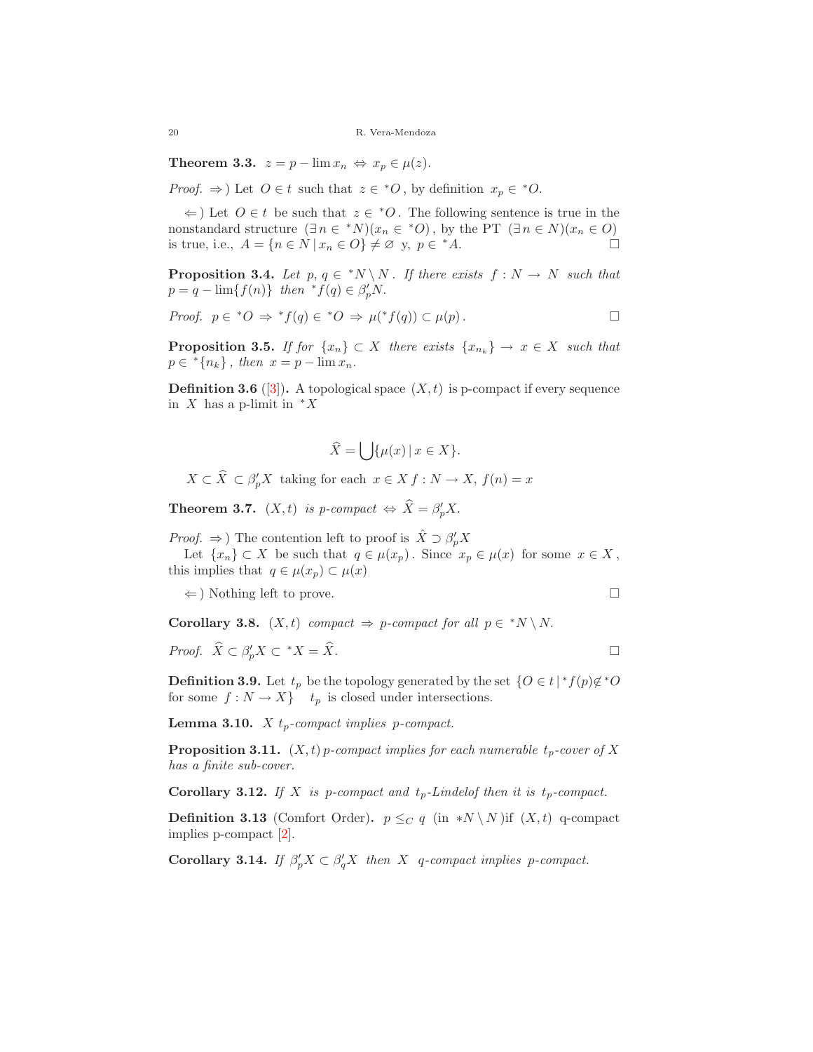**Theorem 3.3.** $z = p - \lim x_n \Leftrightarrow x_p \in \mu(z)$.

*Proof.* $\Rightarrow$) Let $O \in t$ such that $z \in {}^*O$, by definition $x_p \in {}^*O$.

$\Leftarrow$) Let $O \in t$ be such that $z \in {}^*O$. The following sentence is true in the nonstandard structure $(\exists\, n \in {}^*N)(x_n \in {}^*O)$, by the PT $(\exists\, n \in N)(x_n \in O)$ is true, i.e., $A = \{n \in N \mid x_n \in O\} \neq \varnothing$ y, $p \in {}^*A$. □

**Proposition 3.4.** *Let $p, q \in {}^*N \setminus N$. If there exists $f : N \to N$ such that $p = q - \lim\{f(n)\}$ then ${}^*f(q) \in \beta'_p N$.*

*Proof.* $p \in {}^*O \Rightarrow {}^*f(q) \in {}^*O \Rightarrow \mu({}^*f(q)) \subset \mu(p)$. □

**Proposition 3.5.** *If for $\{x_n\} \subset X$ there exists $\{x_{n_k}\} \to x \in X$ such that $p \in {}^*\{n_k\}$, then $x = p - \lim x_n$.*

**Definition 3.6** ([3])**.** A topological space $(X, t)$ is p-compact if every sequence in $X$ has a p-limit in ${}^*X$

$$\widehat{X} = \bigcup\{\mu(x) \mid x \in X\}.$$

$X \subset \widehat{X} \subset \beta'_p X$ taking for each $x \in X$ $f : N \to X$, $f(n) = x$

**Theorem 3.7.** *$(X, t)$ is p-compact $\Leftrightarrow \widehat{X} = \beta'_p X$.*

*Proof.* $\Rightarrow$) The contention left to proof is $\hat{X} \supset \beta'_p X$

Let $\{x_n\} \subset X$ be such that $q \in \mu(x_p)$. Since $x_p \in \mu(x)$ for some $x \in X$, this implies that $q \in \mu(x_p) \subset \mu(x)$

$\Leftarrow$) Nothing left to prove. □

**Corollary 3.8.** *$(X, t)$ compact $\Rightarrow$ p-compact for all $p \in {}^*N \setminus N$.*

*Proof.* $\widehat{X} \subset \beta'_p X \subset {}^*X = \widehat{X}$. □

**Definition 3.9.** Let $t_p$ be the topology generated by the set $\{O \in t \mid {}^*f(p) \notin {}^*O$ for some $f : N \to X\}$ $t_p$ is closed under intersections.

**Lemma 3.10.** *$X$ $t_p$-compact implies p-compact.*

**Proposition 3.11.** *$(X, t)$ p-compact implies for each numerable $t_p$-cover of $X$ has a finite sub-cover.*

**Corollary 3.12.** *If $X$ is p-compact and $t_p$-Lindelof then it is $t_p$-compact.*

**Definition 3.13** (Comfort Order)**.** $p \leq_C q$ (in $*N \setminus N$)if $(X, t)$ q-compact implies p-compact [2].

**Corollary 3.14.** *If $\beta'_p X \subset \beta'_q X$ then $X$ q-compact implies p-compact.*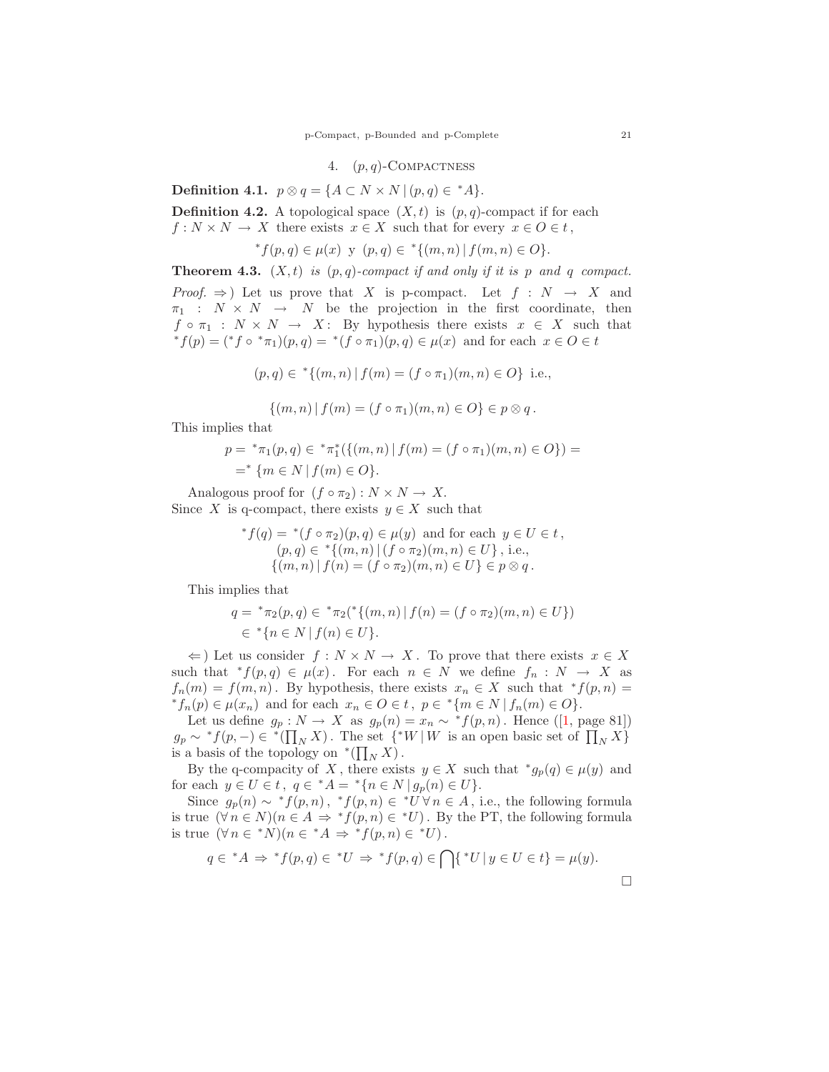## 4. $(p,q)$-Compactness

**Definition 4.1.** $p \otimes q = \{A \subset N \times N \,|\, (p,q) \in {}^*A\}$.

**Definition 4.2.** A topological space $(X,t)$ is $(p,q)$-compact if for each $f : N \times N \to X$ there exists $x \in X$ such that for every $x \in O \in t$,

$$^*f(p,q) \in \mu(x) \text{ y } (p,q) \in {}^*\{(m,n) \,|\, f(m,n) \in O\}.$$

**Theorem 4.3.** *$(X,t)$ is $(p,q)$-compact if and only if it is $p$ and $q$ compact.*

*Proof.* $\Rightarrow$) Let us prove that $X$ is p-compact. Let $f : N \to X$ and $\pi_1 : N \times N \to N$ be the projection in the first coordinate, then $f \circ \pi_1 : N \times N \to X$: By hypothesis there exists $x \in X$ such that $^*f(p) = ({}^*f \circ {}^*\pi_1)(p,q) = {}^*(f \circ \pi_1)(p,q) \in \mu(x)$ and for each $x \in O \in t$

$$(p,q) \in {}^*\{(m,n) \,|\, f(m) = (f \circ \pi_1)(m,n) \in O\} \text{ i.e.,}$$

$$\{(m,n) \,|\, f(m) = (f \circ \pi_1)(m,n) \in O\} \in p \otimes q\,.$$

This implies that

$$p = {}^*\pi_1(p,q) \in {}^*\pi_1^*(\{(m,n) \,|\, f(m) = (f \circ \pi_1)(m,n) \in O\}) =$$
$$= ^* \{m \in N \,|\, f(m) \in O\}.$$

Analogous proof for $(f \circ \pi_2) : N \times N \to X$.
Since $X$ is q-compact, there exists $y \in X$ such that

$$^*f(q) = {}^*(f \circ \pi_2)(p,q) \in \mu(y) \text{ and for each } y \in U \in t\,,$$
$$(p,q) \in {}^*\{(m,n) \,|\, (f \circ \pi_2)(m,n) \in U\}\,, \text{ i.e.,}$$
$$\{(m,n) \,|\, f(n) = (f \circ \pi_2)(m,n) \in U\} \in p \otimes q\,.$$

This implies that

$$q = {}^*\pi_2(p,q) \in {}^*\pi_2({}^*\{(m,n) \,|\, f(n) = (f \circ \pi_2)(m,n) \in U\})$$
$$\in {}^*\{n \in N \,|\, f(n) \in U\}.$$

$\Leftarrow$) Let us consider $f : N \times N \to X$. To prove that there exists $x \in X$ such that $^*f(p,q) \in \mu(x)$. For each $n \in N$ we define $f_n : N \to X$ as $f_n(m) = f(m,n)$. By hypothesis, there exists $x_n \in X$ such that $^*f(p,n) = {}^*f_n(p) \in \mu(x_n)$ and for each $x_n \in O \in t$, $p \in {}^*\{m \in N \,|\, f_n(m) \in O\}$.

Let us define $g_p : N \to X$ as $g_p(n) = x_n \sim {}^*f(p,n)$. Hence ([1, page 81]) $g_p \sim {}^*f(p,-) \in {}^*(\prod_N X)$. The set $\{{}^*W \,|\, W$ is an open basic set of $\prod_N X\}$ is a basis of the topology on ${}^*(\prod_N X)$.

By the q-compacity of $X$, there exists $y \in X$ such that $^*g_p(q) \in \mu(y)$ and for each $y \in U \in t$, $q \in {}^*A = {}^*\{n \in N \,|\, g_p(n) \in U\}$.

Since $g_p(n) \sim {}^*f(p,n)$, ${}^*f(p,n) \in {}^*U \,\forall\, n \in A$, i.e., the following formula is true $(\forall\, n \in N)(n \in A \Rightarrow {}^*f(p,n) \in {}^*U)$. By the PT, the following formula is true $(\forall\, n \in {}^*N)(n \in {}^*A \Rightarrow {}^*f(p,n) \in {}^*U)$.

$$q \in {}^*A \Rightarrow {}^*f(p,q) \in {}^*U \Rightarrow {}^*f(p,q) \in \bigcap\{{}^*U \,|\, y \in U \in t\} = \mu(y).$$

□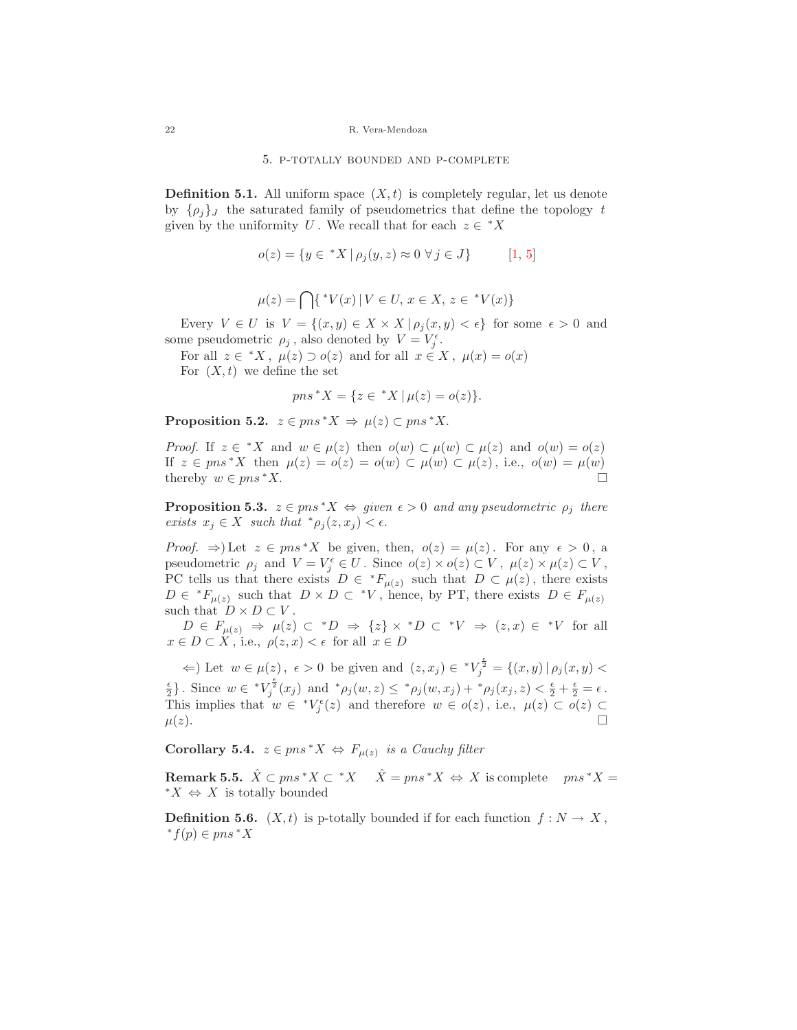## 5. p-totally bounded and p-complete

**Definition 5.1.** All uniform space $(X, t)$ is completely regular, let us denote by $\{\rho_j\}_J$ the saturated family of pseudometrics that define the topology $t$ given by the uniformity $U$. We recall that for each $z \in {}^*X$

$$o(z) = \{y \in {}^*X \,|\, \rho_j(y, z) \approx 0 \;\forall\, j \in J\} \qquad [1, 5]$$

$$\mu(z) = \bigcap \{{}^*V(x) \,|\, V \in U,\, x \in X,\, z \in {}^*V(x)\}$$

Every $V \in U$ is $V = \{(x, y) \in X \times X \,|\, \rho_j(x, y) < \epsilon\}$ for some $\epsilon > 0$ and some pseudometric $\rho_j$, also denoted by $V = V_j^\epsilon$.

For all $z \in {}^*X$, $\mu(z) \supset o(z)$ and for all $x \in X$, $\mu(x) = o(x)$

For $(X, t)$ we define the set

$$pns\,{}^*X = \{z \in {}^*X \,|\, \mu(z) = o(z)\}.$$

**Proposition 5.2.** *$z \in pns\,{}^*X \Rightarrow \mu(z) \subset pns\,{}^*X$.*

*Proof.* If $z \in {}^*X$ and $w \in \mu(z)$ then $o(w) \subset \mu(w) \subset \mu(z)$ and $o(w) = o(z)$ If $z \in pns\,{}^*X$ then $\mu(z) = o(z) = o(w) \subset \mu(w) \subset \mu(z)$, i.e., $o(w) = \mu(w)$ thereby $w \in pns\,{}^*X$. □

**Proposition 5.3.** *$z \in pns\,{}^*X \Leftrightarrow$ given $\epsilon > 0$ and any pseudometric $\rho_j$ there exists $x_j \in X$ such that ${}^*\rho_j(z, x_j) < \epsilon$.*

*Proof.* $\Rightarrow$) Let $z \in pns\,{}^*X$ be given, then, $o(z) = \mu(z)$. For any $\epsilon > 0$, a pseudometric $\rho_j$ and $V = V_j^\epsilon \in U$. Since $o(z) \times o(z) \subset V$, $\mu(z) \times \mu(z) \subset V$, PC tells us that there exists $D \in {}^*F_{\mu(z)}$ such that $D \subset \mu(z)$, there exists $D \in {}^*F_{\mu(z)}$ such that $D \times D \subset {}^*V$, hence, by PT, there exists $D \in F_{\mu(z)}$ such that $D \times D \subset V$.

$D \in F_{\mu(z)} \Rightarrow \mu(z) \subset {}^*D \Rightarrow \{z\} \times {}^*D \subset {}^*V \Rightarrow (z, x) \in {}^*V$ for all $x \in D \subset X$, i.e., $\rho(z, x) < \epsilon$ for all $x \in D$

$\Leftarrow$) Let $w \in \mu(z)$, $\epsilon > 0$ be given and $(z, x_j) \in {}^*V_j^{\frac{\epsilon}{2}} = \{(x, y) \,|\, \rho_j(x, y) < \frac{\epsilon}{2}\}$. Since $w \in {}^*V_j^{\frac{\epsilon}{2}}(x_j)$ and ${}^*\rho_j(w, z) \leq {}^*\rho_j(w, x_j) + {}^*\rho_j(x_j, z) < \frac{\epsilon}{2} + \frac{\epsilon}{2} = \epsilon$. This implies that $w \in {}^*V_j^\epsilon(z)$ and therefore $w \in o(z)$, i.e., $\mu(z) \subset o(z) \subset \mu(z)$. □

**Corollary 5.4.** *$z \in pns\,{}^*X \Leftrightarrow F_{\mu(z)}$ is a Cauchy filter*

**Remark 5.5.** $\hat{X} \subset pns\,{}^*X \subset {}^*X$ $\quad \hat{X} = pns\,{}^*X \Leftrightarrow X$ is complete $\quad pns\,{}^*X = {}^*X \Leftrightarrow X$ is totally bounded

**Definition 5.6.** $(X, t)$ is p-totally bounded if for each function $f : N \to X$, ${}^*f(p) \in pns\,{}^*X$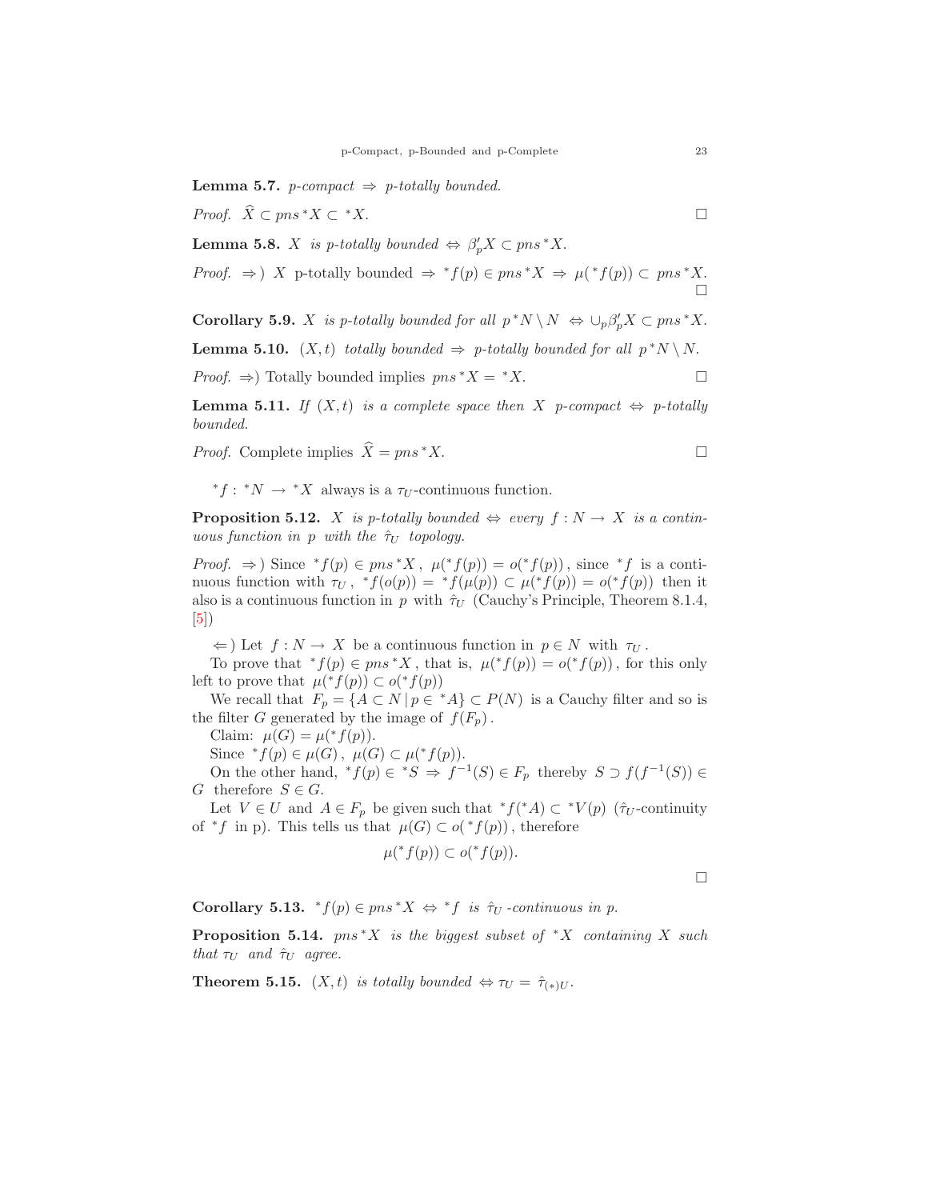**Lemma 5.7.** *p-compact $\Rightarrow$ p-totally bounded.*

*Proof.* $\widehat{X} \subset pns\,^*X \subset {}^*X$. □

**Lemma 5.8.** *$X$ is p-totally bounded $\Leftrightarrow$ $\beta'_p X \subset pns\,^*X$.*

*Proof.* $\Rightarrow$) $X$ p-totally bounded $\Rightarrow$ ${}^*f(p) \in pns\,^*X \Rightarrow \mu({}^*f(p)) \subset pns\,^*X$. □

**Corollary 5.9.** *$X$ is p-totally bounded for all $p\,^*N \setminus N$ $\Leftrightarrow$ $\cup_p \beta'_p X \subset pns\,^*X$.*

**Lemma 5.10.** *$(X,t)$ totally bounded $\Rightarrow$ p-totally bounded for all $p\,^*N \setminus N$.*

*Proof.* $\Rightarrow$) Totally bounded implies $pns\,^*X = {}^*X$. □

**Lemma 5.11.** *If $(X,t)$ is a complete space then $X$ p-compact $\Leftrightarrow$ p-totally bounded.*

*Proof.* Complete implies $\widehat{X} = pns\,^*X$. □

${}^*f : {}^*N \to {}^*X$ always is a $\tau_U$-continuous function.

**Proposition 5.12.** *$X$ is p-totally bounded $\Leftrightarrow$ every $f : N \to X$ is a continuous function in $p$ with the $\hat{\tau}_U$ topology.*

*Proof.* $\Rightarrow$) Since ${}^*f(p) \in pns\,^*X$, $\mu({}^*f(p)) = o({}^*f(p))$, since ${}^*f$ is a continuous function with $\tau_U$, ${}^*f(o(p)) = {}^*f(\mu(p)) \subset \mu({}^*f(p)) = o({}^*f(p))$ then it also is a continuous function in $p$ with $\hat{\tau}_U$ (Cauchy's Principle, Theorem 8.1.4, [5])

$\Leftarrow$) Let $f : N \to X$ be a continuous function in $p \in N$ with $\tau_U$.

To prove that ${}^*f(p) \in pns\,^*X$, that is, $\mu({}^*f(p)) = o({}^*f(p))$, for this only left to prove that $\mu({}^*f(p)) \subset o({}^*f(p))$

We recall that $F_p = \{A \subset N \mid p \in {}^*A\} \subset P(N)$ is a Cauchy filter and so is the filter $G$ generated by the image of $f(F_p)$.

Claim: $\mu(G) = \mu({}^*f(p))$.

Since ${}^*f(p) \in \mu(G)$, $\mu(G) \subset \mu({}^*f(p))$.

On the other hand, ${}^*f(p) \in {}^*S \Rightarrow f^{-1}(S) \in F_p$ thereby $S \supset f(f^{-1}(S)) \in G$ therefore $S \in G$.

Let $V \in U$ and $A \in F_p$ be given such that ${}^*f({}^*A) \subset {}^*V(p)$ ($\hat{\tau}_U$-continuity of ${}^*f$ in p). This tells us that $\mu(G) \subset o({}^*f(p))$, therefore

$$\mu({}^*f(p)) \subset o({}^*f(p)).$$

□

**Corollary 5.13.** *${}^*f(p) \in pns\,^*X \Leftrightarrow {}^*f$ is $\hat{\tau}_U$-continuous in p.*

**Proposition 5.14.** *$pns\,^*X$ is the biggest subset of ${}^*X$ containing $X$ such that $\tau_U$ and $\hat{\tau}_U$ agree.*

**Theorem 5.15.** *$(X,t)$ is totally bounded $\Leftrightarrow \tau_U = \hat{\tau}_{(*)U}$.*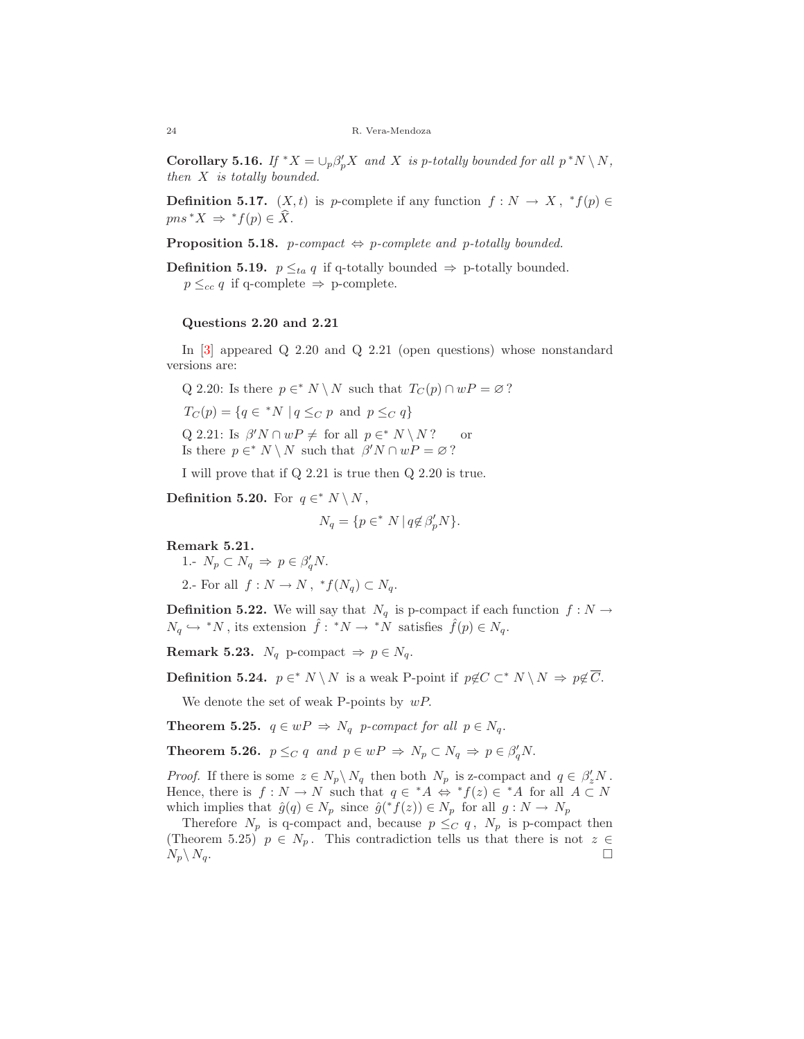**Corollary 5.16.** *If* ${}^*X = \cup_p \beta'_p X$ *and* $X$ *is p-totally bounded for all* $p\, {}^*N \setminus N$, *then* $X$ *is totally bounded.*

**Definition 5.17.** $(X, t)$ is $p$-complete if any function $f : N \to X$, ${}^*f(p) \in pns\, {}^*X \Rightarrow {}^*f(p) \in \widehat{X}$.

**Proposition 5.18.** *p-compact* $\Leftrightarrow$ *p-complete and p-totally bounded.*

**Definition 5.19.** $p \leq_{ta} q$ if q-totally bounded $\Rightarrow$ p-totally bounded.
$p \leq_{cc} q$ if q-complete $\Rightarrow$ p-complete.

### Questions 2.20 and 2.21

In [3] appeared Q 2.20 and Q 2.21 (open questions) whose nonstandard versions are:

Q 2.20: Is there $p \in^* N \setminus N$ such that $T_C(p) \cap wP = \varnothing$ ?

$T_C(p) = \{q \in {}^*N \mid q \leq_C p \text{ and } p \leq_C q\}$

Q 2.21: Is $\beta' N \cap wP \neq$ for all $p \in^* N \setminus N$ ?  or
Is there $p \in^* N \setminus N$ such that $\beta' N \cap wP = \varnothing$ ?

I will prove that if Q 2.21 is true then Q 2.20 is true.

**Definition 5.20.** For $q \in^* N \setminus N$,

$$N_q = \{p \in^* N \mid q \notin \beta'_p N\}.$$

**Remark 5.21.**
1.- $N_p \subset N_q \Rightarrow p \in \beta'_q N$.

2.- For all $f : N \to N$, ${}^*f(N_q) \subset N_q$.

**Definition 5.22.** We will say that $N_q$ is p-compact if each function $f : N \to N_q \hookrightarrow {}^*N$, its extension $\hat{f} : {}^*N \to {}^*N$ satisfies $\hat{f}(p) \in N_q$.

**Remark 5.23.** $N_q$ p-compact $\Rightarrow p \in N_q$.

**Definition 5.24.** $p \in^* N \setminus N$ is a weak P-point if $p \notin C \subset^* N \setminus N \Rightarrow p \notin \overline{C}$.

We denote the set of weak P-points by $wP$.

**Theorem 5.25.** $q \in wP \Rightarrow N_q$ *p-compact for all* $p \in N_q$.

**Theorem 5.26.** $p \leq_C q$ *and* $p \in wP \Rightarrow N_p \subset N_q \Rightarrow p \in \beta'_q N$.

*Proof.* If there is some $z \in N_p \setminus N_q$ then both $N_p$ is z-compact and $q \in \beta'_z N$. Hence, there is $f : N \to N$ such that $q \in {}^*A \Leftrightarrow {}^*f(z) \in {}^*A$ for all $A \subset N$ which implies that $\hat{g}(q) \in N_p$ since $\hat{g}({}^*f(z)) \in N_p$ for all $g : N \to N_p$

Therefore $N_p$ is q-compact and, because $p \leq_C q$, $N_p$ is p-compact then (Theorem 5.25) $p \in N_p$. This contradiction tells us that there is not $z \in N_p \setminus N_q$. □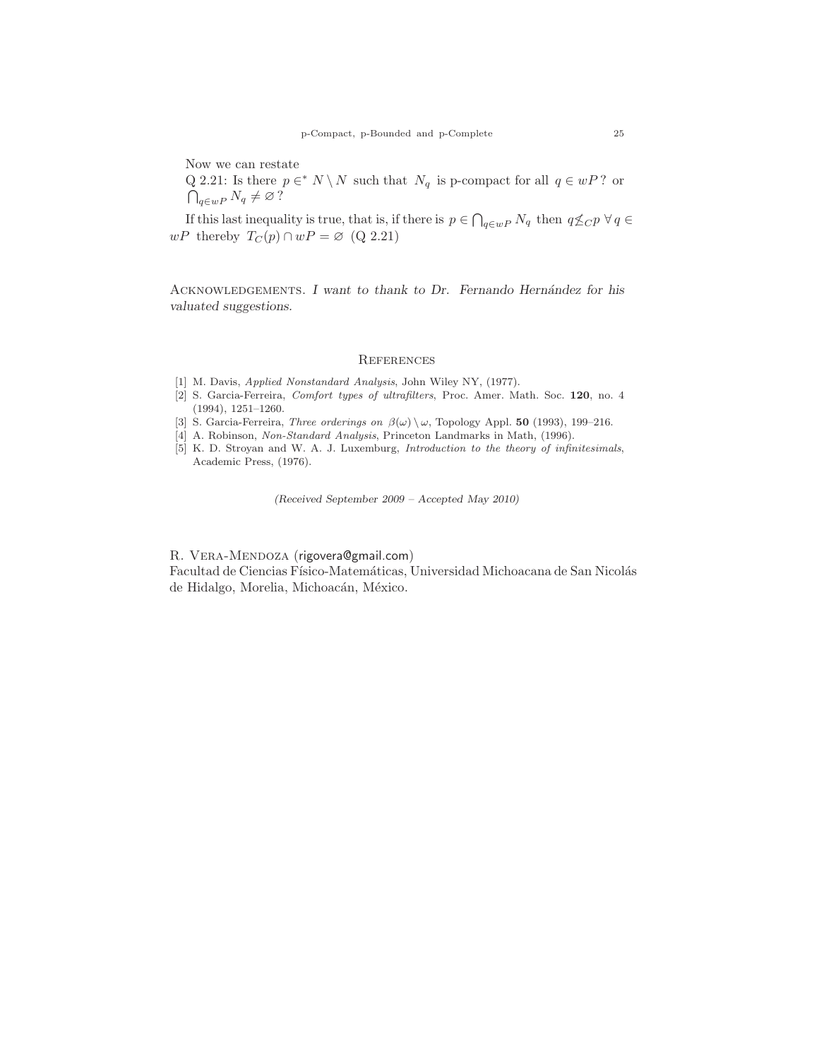Now we can restate

Q 2.21: Is there $p \in^* N \setminus N$ such that $N_q$ is p-compact for all $q \in wP$ ? or $\bigcap_{q \in wP} N_q \neq \varnothing$ ?

If this last inequality is true, that is, if there is $p \in \bigcap_{q \in wP} N_q$ then $q \not\leq_C p \ \forall q \in wP$ thereby $T_C(p) \cap wP = \varnothing$ (Q 2.21)

Acknowledgements. *I want to thank to Dr. Fernando Hernández for his valuated suggestions.*

## References

[1] M. Davis, *Applied Nonstandard Analysis*, John Wiley NY, (1977).

[2] S. Garcia-Ferreira, *Comfort types of ultrafilters*, Proc. Amer. Math. Soc. **120**, no. 4 (1994), 1251–1260.

[3] S. Garcia-Ferreira, *Three orderings on $\beta(\omega) \setminus \omega$*, Topology Appl. **50** (1993), 199–216.

[4] A. Robinson, *Non-Standard Analysis*, Princeton Landmarks in Math, (1996).

[5] K. D. Stroyan and W. A. J. Luxemburg, *Introduction to the theory of infinitesimals*, Academic Press, (1976).

*(Received September 2009 – Accepted May 2010)*

R. Vera-Mendoza (rigovera@gmail.com)
Facultad de Ciencias Físico-Matemáticas, Universidad Michoacana de San Nicolás de Hidalgo, Morelia, Michoacán, México.